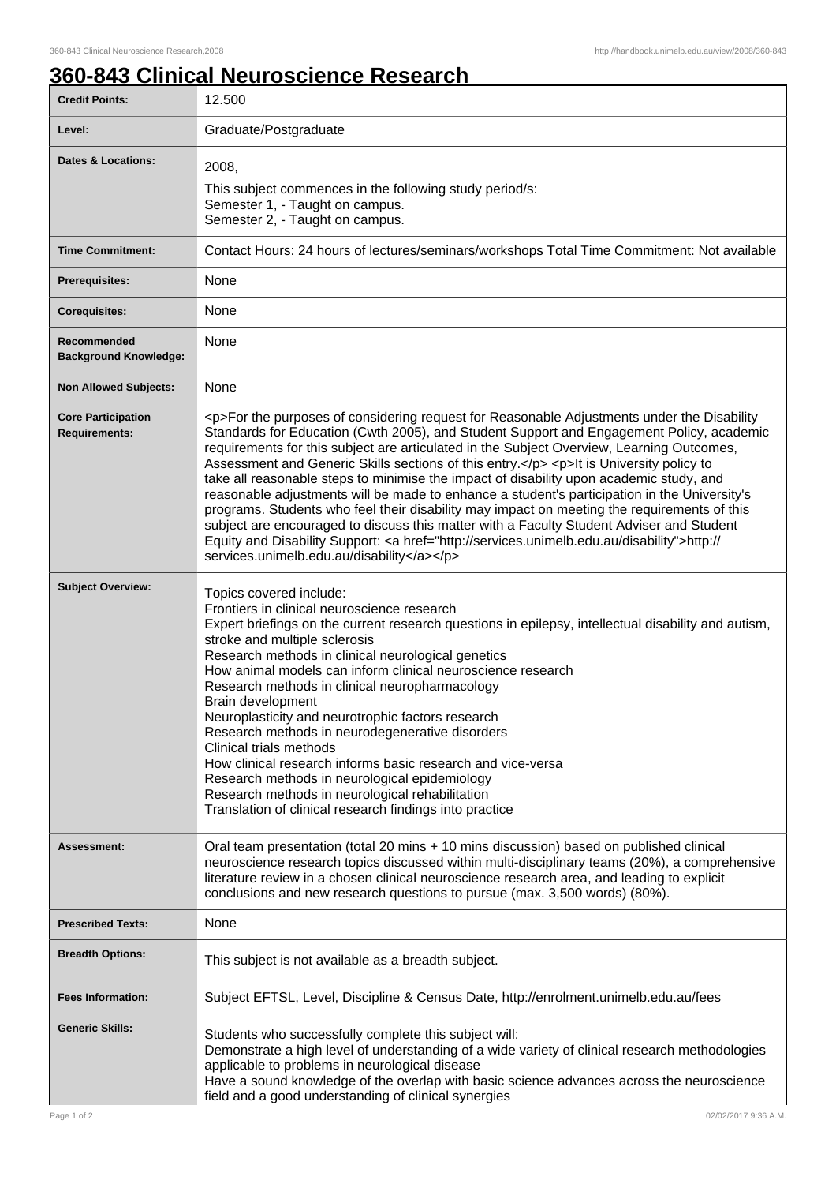# 360-843 Clinical Neuroscience Research

| | |
|---|---|
| **Credit Points:** | 12.500 |
| **Level:** | Graduate/Postgraduate |
| **Dates & Locations:** | 2008,<br>This subject commences in the following study period/s:<br>Semester 1, - Taught on campus.<br>Semester 2, - Taught on campus. |
| **Time Commitment:** | Contact Hours: 24 hours of lectures/seminars/workshops Total Time Commitment: Not available |
| **Prerequisites:** | None |
| **Corequisites:** | None |
| **Recommended Background Knowledge:** | None |
| **Non Allowed Subjects:** | None |
| **Core Participation Requirements:** | <p>For the purposes of considering request for Reasonable Adjustments under the Disability Standards for Education (Cwth 2005), and Student Support and Engagement Policy, academic requirements for this subject are articulated in the Subject Overview, Learning Outcomes, Assessment and Generic Skills sections of this entry.</p> <p>It is University policy to take all reasonable steps to minimise the impact of disability upon academic study, and reasonable adjustments will be made to enhance a student's participation in the University's programs. Students who feel their disability may impact on meeting the requirements of this subject are encouraged to discuss this matter with a Faculty Student Adviser and Student Equity and Disability Support: <a href="http://services.unimelb.edu.au/disability">http://services.unimelb.edu.au/disability</a></p> |
| **Subject Overview:** | Topics covered include:<br>Frontiers in clinical neuroscience research<br>Expert briefings on the current research questions in epilepsy, intellectual disability and autism, stroke and multiple sclerosis<br>Research methods in clinical neurological genetics<br>How animal models can inform clinical neuroscience research<br>Research methods in clinical neuropharmacology<br>Brain development<br>Neuroplasticity and neurotrophic factors research<br>Research methods in neurodegenerative disorders<br>Clinical trials methods<br>How clinical research informs basic research and vice-versa<br>Research methods in neurological epidemiology<br>Research methods in neurological rehabilitation<br>Translation of clinical research findings into practice |
| **Assessment:** | Oral team presentation (total 20 mins + 10 mins discussion) based on published clinical neuroscience research topics discussed within multi-disciplinary teams (20%), a comprehensive literature review in a chosen clinical neuroscience research area, and leading to explicit conclusions and new research questions to pursue (max. 3,500 words) (80%). |
| **Prescribed Texts:** | None |
| **Breadth Options:** | This subject is not available as a breadth subject. |
| **Fees Information:** | Subject EFTSL, Level, Discipline & Census Date, http://enrolment.unimelb.edu.au/fees |
| **Generic Skills:** | Students who successfully complete this subject will:<br>Demonstrate a high level of understanding of a wide variety of clinical research methodologies applicable to problems in neurological disease<br>Have a sound knowledge of the overlap with basic science advances across the neuroscience field and a good understanding of clinical synergies |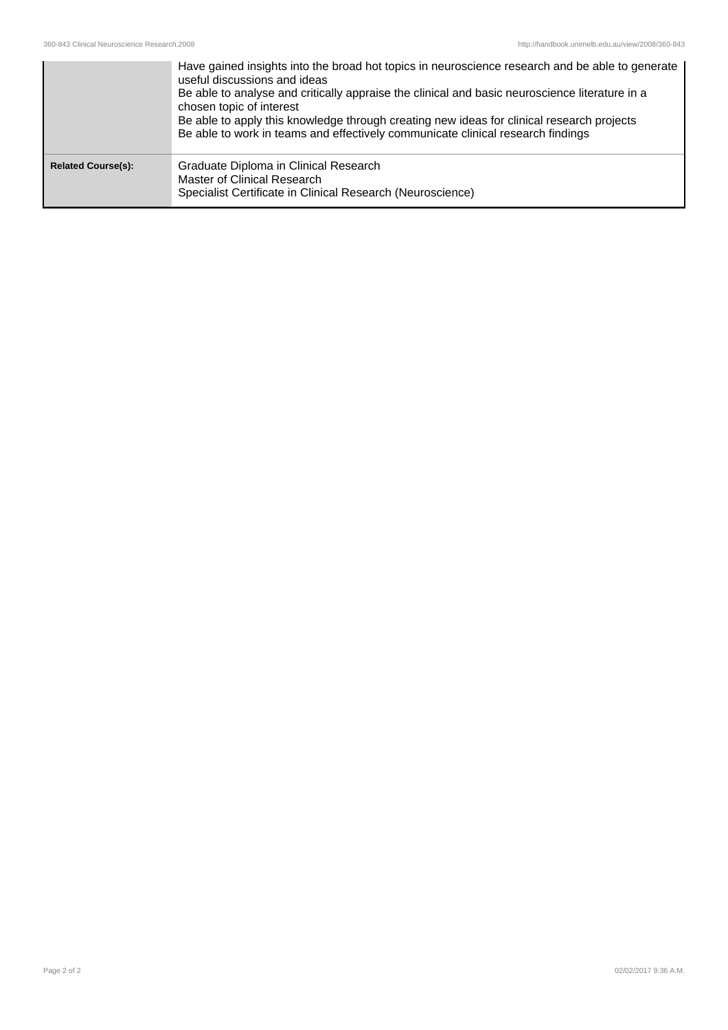| | |
|---|---|
| | Have gained insights into the broad hot topics in neuroscience research and be able to generate useful discussions and ideas<br>Be able to analyse and critically appraise the clinical and basic neuroscience literature in a chosen topic of interest<br>Be able to apply this knowledge through creating new ideas for clinical research projects<br>Be able to work in teams and effectively communicate clinical research findings |
| **Related Course(s):** | Graduate Diploma in Clinical Research<br>Master of Clinical Research<br>Specialist Certificate in Clinical Research (Neuroscience) |